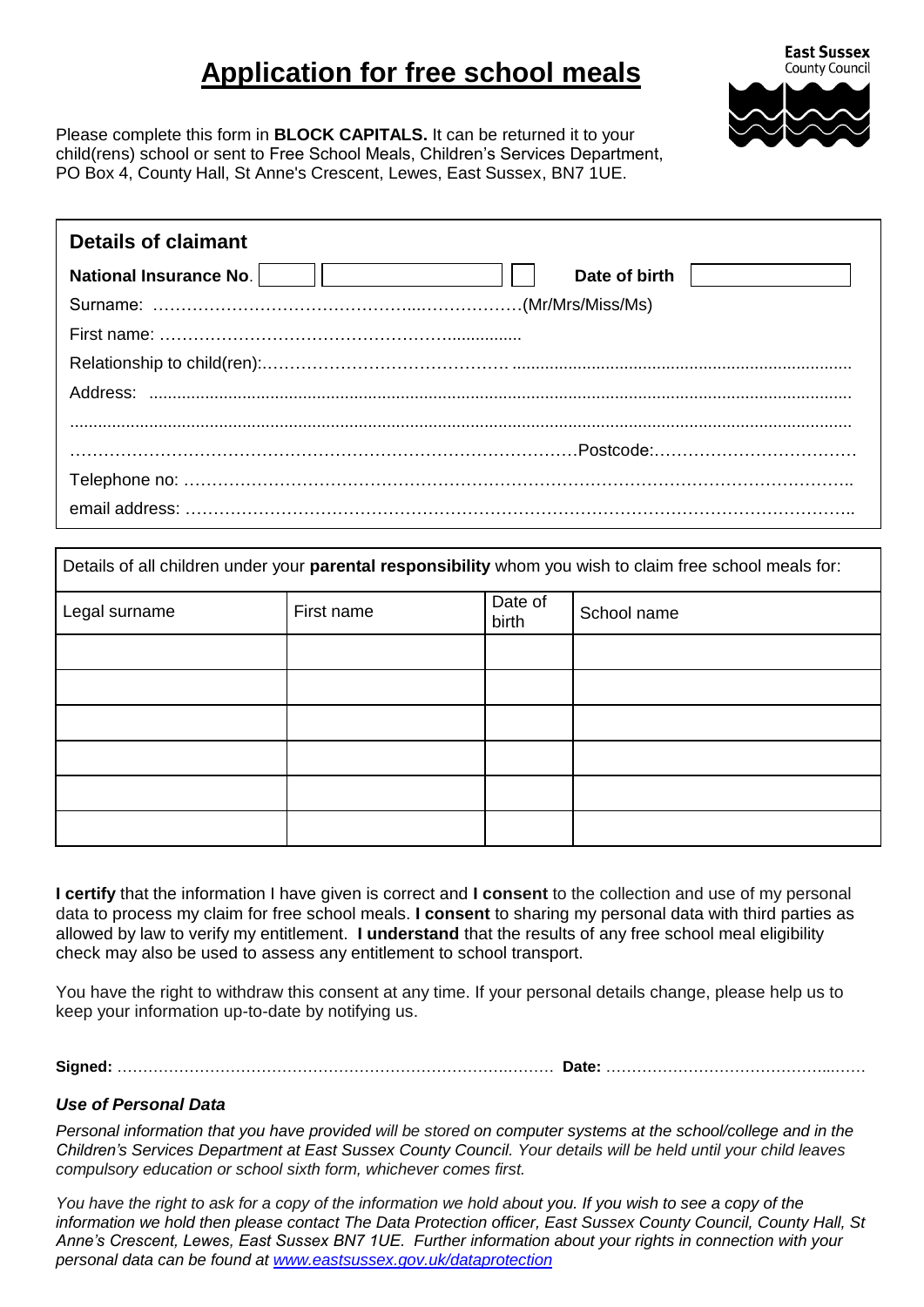# Application for free school meals

East Sussex County Council

Please complete this form in **BLOCK CAPITALS.** It can be returned it to your child(rens) school or sent to Free School Meals, Children's Services Department, PO Box 4, County Hall, St Anne's Crescent, Lewes, East Sussex, BN7 1UE.

## Details of claimant

**National Insurance No**. [ ] [ ] [ ] **Date of birth** [ ]

Surname: ………………………………………...………………(Mr/Mrs/Miss/Ms)

First name: ……………………………………………...............

Relationship to child(ren):……………………………………........................................................................

Address: .....................................................................................................................................................

.......................................................................................................................................................................

…………………………………………………………………………Postcode:………………………………

Telephone no: ……………………………………………………………………………………………………..

email address: ……………………………………………………………………………………………………..

Details of all children under your **parental responsibility** whom you wish to claim free school meals for:

| Legal surname | First name | Date of birth | School name |
|---|---|---|---|
| | | | |
| | | | |
| | | | |
| | | | |
| | | | |
| | | | |

**I certify** that the information I have given is correct and **I consent** to the collection and use of my personal data to process my claim for free school meals. **I consent** to sharing my personal data with third parties as allowed by law to verify my entitlement. **I understand** that the results of any free school meal eligibility check may also be used to assess any entitlement to school transport.

You have the right to withdraw this consent at any time. If your personal details change, please help us to keep your information up-to-date by notifying us.

**Signed:** ………………………………………………………………………… **Date:** …………………………………...……

### *Use of Personal Data*

*Personal information that you have provided will be stored on computer systems at the school/college and in the Children's Services Department at East Sussex County Council. Your details will be held until your child leaves compulsory education or school sixth form, whichever comes first.*

*You have the right to ask for a copy of the information we hold about you. If you wish to see a copy of the information we hold then please contact The Data Protection officer, East Sussex County Council, County Hall, St Anne's Crescent, Lewes, East Sussex BN7 1UE. Further information about your rights in connection with your personal data can be found at www.eastsussex.gov.uk/dataprotection*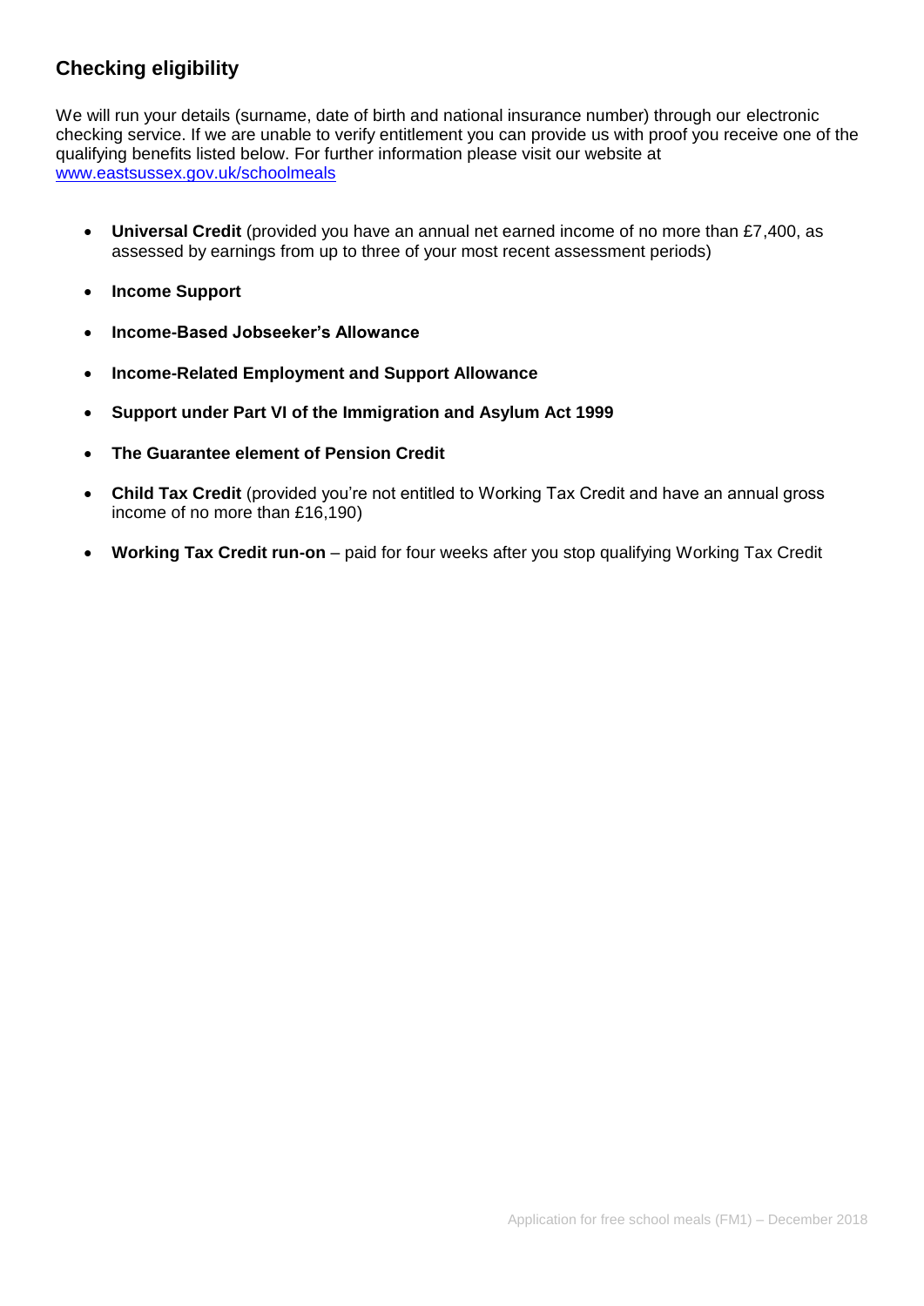## Checking eligibility

We will run your details (surname, date of birth and national insurance number) through our electronic checking service. If we are unable to verify entitlement you can provide us with proof you receive one of the qualifying benefits listed below. For further information please visit our website at [www.eastsussex.gov.uk/schoolmeals](www.eastsussex.gov.uk/schoolmeals)

- **Universal Credit** (provided you have an annual net earned income of no more than £7,400, as assessed by earnings from up to three of your most recent assessment periods)
- **Income Support**
- **Income-Based Jobseeker's Allowance**
- **Income-Related Employment and Support Allowance**
- **Support under Part VI of the Immigration and Asylum Act 1999**
- **The Guarantee element of Pension Credit**
- **Child Tax Credit** (provided you're not entitled to Working Tax Credit and have an annual gross income of no more than £16,190)
- **Working Tax Credit run-on** – paid for four weeks after you stop qualifying Working Tax Credit

Application for free school meals (FM1) – December 2018